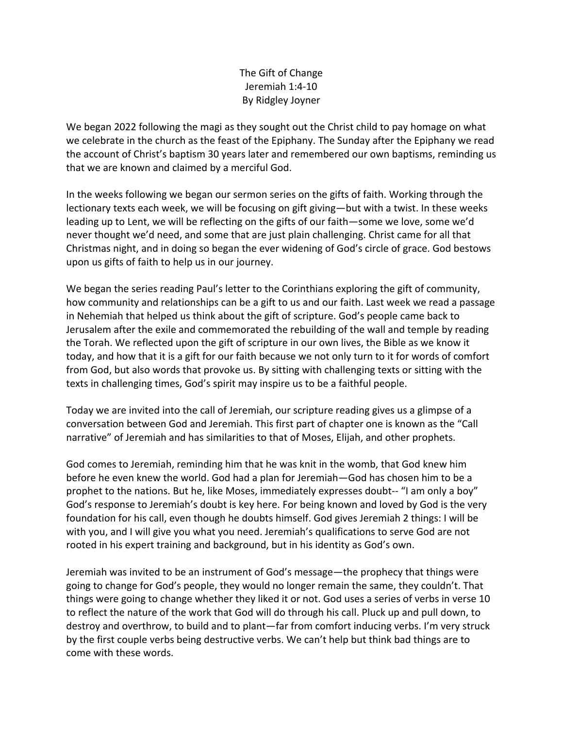# The Gift of Change

Jeremiah 1:4-10

By Ridgley Joyner

We began 2022 following the magi as they sought out the Christ child to pay homage on what we celebrate in the church as the feast of the Epiphany. The Sunday after the Epiphany we read the account of Christ's baptism 30 years later and remembered our own baptisms, reminding us that we are known and claimed by a merciful God.

In the weeks following we began our sermon series on the gifts of faith. Working through the lectionary texts each week, we will be focusing on gift giving—but with a twist. In these weeks leading up to Lent, we will be reflecting on the gifts of our faith—some we love, some we'd never thought we'd need, and some that are just plain challenging. Christ came for all that Christmas night, and in doing so began the ever widening of God's circle of grace. God bestows upon us gifts of faith to help us in our journey.

We began the series reading Paul's letter to the Corinthians exploring the gift of community, how community and relationships can be a gift to us and our faith. Last week we read a passage in Nehemiah that helped us think about the gift of scripture. God's people came back to Jerusalem after the exile and commemorated the rebuilding of the wall and temple by reading the Torah. We reflected upon the gift of scripture in our own lives, the Bible as we know it today, and how that it is a gift for our faith because we not only turn to it for words of comfort from God, but also words that provoke us. By sitting with challenging texts or sitting with the texts in challenging times, God's spirit may inspire us to be a faithful people.

Today we are invited into the call of Jeremiah, our scripture reading gives us a glimpse of a conversation between God and Jeremiah. This first part of chapter one is known as the "Call narrative" of Jeremiah and has similarities to that of Moses, Elijah, and other prophets.

God comes to Jeremiah, reminding him that he was knit in the womb, that God knew him before he even knew the world. God had a plan for Jeremiah—God has chosen him to be a prophet to the nations. But he, like Moses, immediately expresses doubt-- "I am only a boy" God's response to Jeremiah's doubt is key here. For being known and loved by God is the very foundation for his call, even though he doubts himself. God gives Jeremiah 2 things: I will be with you, and I will give you what you need. Jeremiah's qualifications to serve God are not rooted in his expert training and background, but in his identity as God's own.

Jeremiah was invited to be an instrument of God's message—the prophecy that things were going to change for God's people, they would no longer remain the same, they couldn't. That things were going to change whether they liked it or not. God uses a series of verbs in verse 10 to reflect the nature of the work that God will do through his call. Pluck up and pull down, to destroy and overthrow, to build and to plant—far from comfort inducing verbs. I'm very struck by the first couple verbs being destructive verbs. We can't help but think bad things are to come with these words.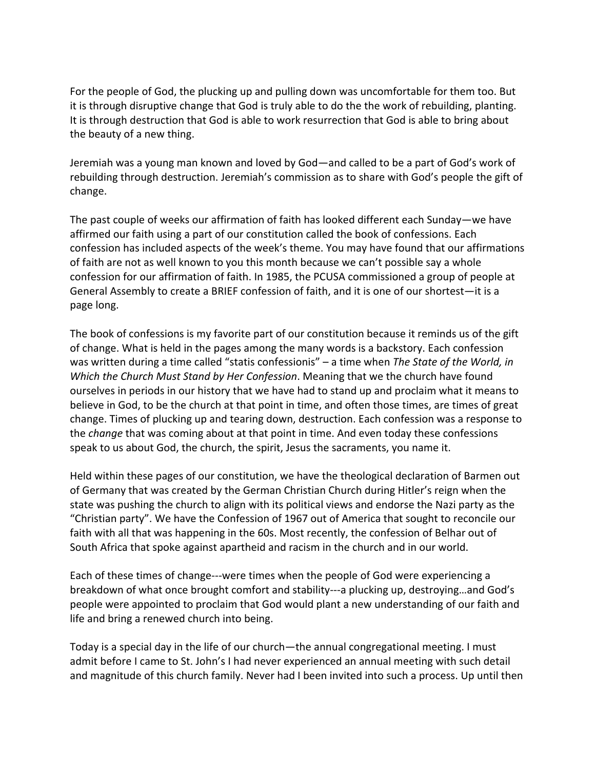For the people of God, the plucking up and pulling down was uncomfortable for them too. But it is through disruptive change that God is truly able to do the the work of rebuilding, planting. It is through destruction that God is able to work resurrection that God is able to bring about the beauty of a new thing.

Jeremiah was a young man known and loved by God—and called to be a part of God's work of rebuilding through destruction. Jeremiah's commission as to share with God's people the gift of change.

The past couple of weeks our affirmation of faith has looked different each Sunday—we have affirmed our faith using a part of our constitution called the book of confessions. Each confession has included aspects of the week's theme. You may have found that our affirmations of faith are not as well known to you this month because we can't possible say a whole confession for our affirmation of faith. In 1985, the PCUSA commissioned a group of people at General Assembly to create a BRIEF confession of faith, and it is one of our shortest—it is a page long.

The book of confessions is my favorite part of our constitution because it reminds us of the gift of change. What is held in the pages among the many words is a backstory. Each confession was written during a time called "statis confessionis" – a time when *The State of the World, in Which the Church Must Stand by Her Confession*. Meaning that we the church have found ourselves in periods in our history that we have had to stand up and proclaim what it means to believe in God, to be the church at that point in time, and often those times, are times of great change. Times of plucking up and tearing down, destruction. Each confession was a response to the *change* that was coming about at that point in time. And even today these confessions speak to us about God, the church, the spirit, Jesus the sacraments, you name it.

Held within these pages of our constitution, we have the theological declaration of Barmen out of Germany that was created by the German Christian Church during Hitler's reign when the state was pushing the church to align with its political views and endorse the Nazi party as the "Christian party". We have the Confession of 1967 out of America that sought to reconcile our faith with all that was happening in the 60s. Most recently, the confession of Belhar out of South Africa that spoke against apartheid and racism in the church and in our world.

Each of these times of change---were times when the people of God were experiencing a breakdown of what once brought comfort and stability---a plucking up, destroying…and God's people were appointed to proclaim that God would plant a new understanding of our faith and life and bring a renewed church into being.

Today is a special day in the life of our church—the annual congregational meeting. I must admit before I came to St. John's I had never experienced an annual meeting with such detail and magnitude of this church family. Never had I been invited into such a process. Up until then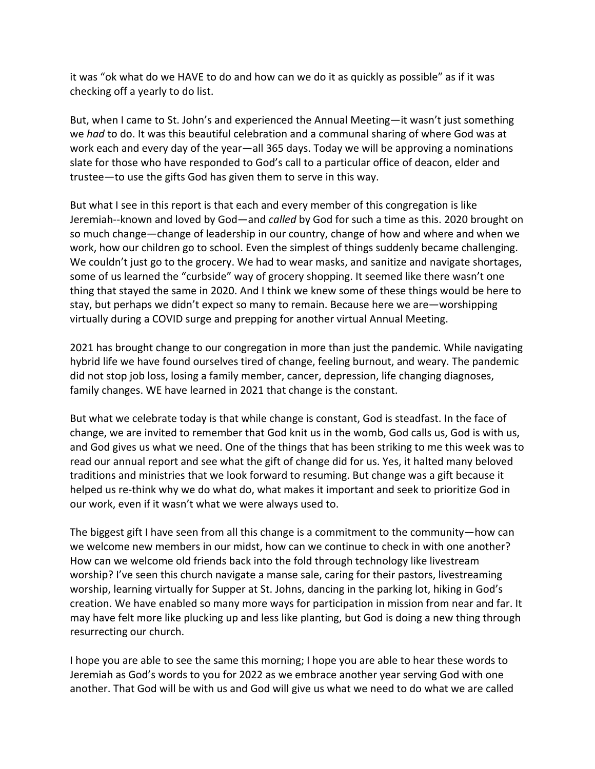it was "ok what do we HAVE to do and how can we do it as quickly as possible" as if it was checking off a yearly to do list.

But, when I came to St. John's and experienced the Annual Meeting—it wasn't just something we *had* to do. It was this beautiful celebration and a communal sharing of where God was at work each and every day of the year—all 365 days. Today we will be approving a nominations slate for those who have responded to God's call to a particular office of deacon, elder and trustee—to use the gifts God has given them to serve in this way.

But what I see in this report is that each and every member of this congregation is like Jeremiah--known and loved by God—and *called* by God for such a time as this. 2020 brought on so much change—change of leadership in our country, change of how and where and when we work, how our children go to school. Even the simplest of things suddenly became challenging. We couldn't just go to the grocery. We had to wear masks, and sanitize and navigate shortages, some of us learned the "curbside" way of grocery shopping. It seemed like there wasn't one thing that stayed the same in 2020. And I think we knew some of these things would be here to stay, but perhaps we didn't expect so many to remain. Because here we are—worshipping virtually during a COVID surge and prepping for another virtual Annual Meeting.

2021 has brought change to our congregation in more than just the pandemic. While navigating hybrid life we have found ourselves tired of change, feeling burnout, and weary. The pandemic did not stop job loss, losing a family member, cancer, depression, life changing diagnoses, family changes. WE have learned in 2021 that change is the constant.

But what we celebrate today is that while change is constant, God is steadfast. In the face of change, we are invited to remember that God knit us in the womb, God calls us, God is with us, and God gives us what we need. One of the things that has been striking to me this week was to read our annual report and see what the gift of change did for us. Yes, it halted many beloved traditions and ministries that we look forward to resuming. But change was a gift because it helped us re-think why we do what do, what makes it important and seek to prioritize God in our work, even if it wasn't what we were always used to.

The biggest gift I have seen from all this change is a commitment to the community—how can we welcome new members in our midst, how can we continue to check in with one another? How can we welcome old friends back into the fold through technology like livestream worship? I've seen this church navigate a manse sale, caring for their pastors, livestreaming worship, learning virtually for Supper at St. Johns, dancing in the parking lot, hiking in God's creation. We have enabled so many more ways for participation in mission from near and far. It may have felt more like plucking up and less like planting, but God is doing a new thing through resurrecting our church.

I hope you are able to see the same this morning; I hope you are able to hear these words to Jeremiah as God's words to you for 2022 as we embrace another year serving God with one another. That God will be with us and God will give us what we need to do what we are called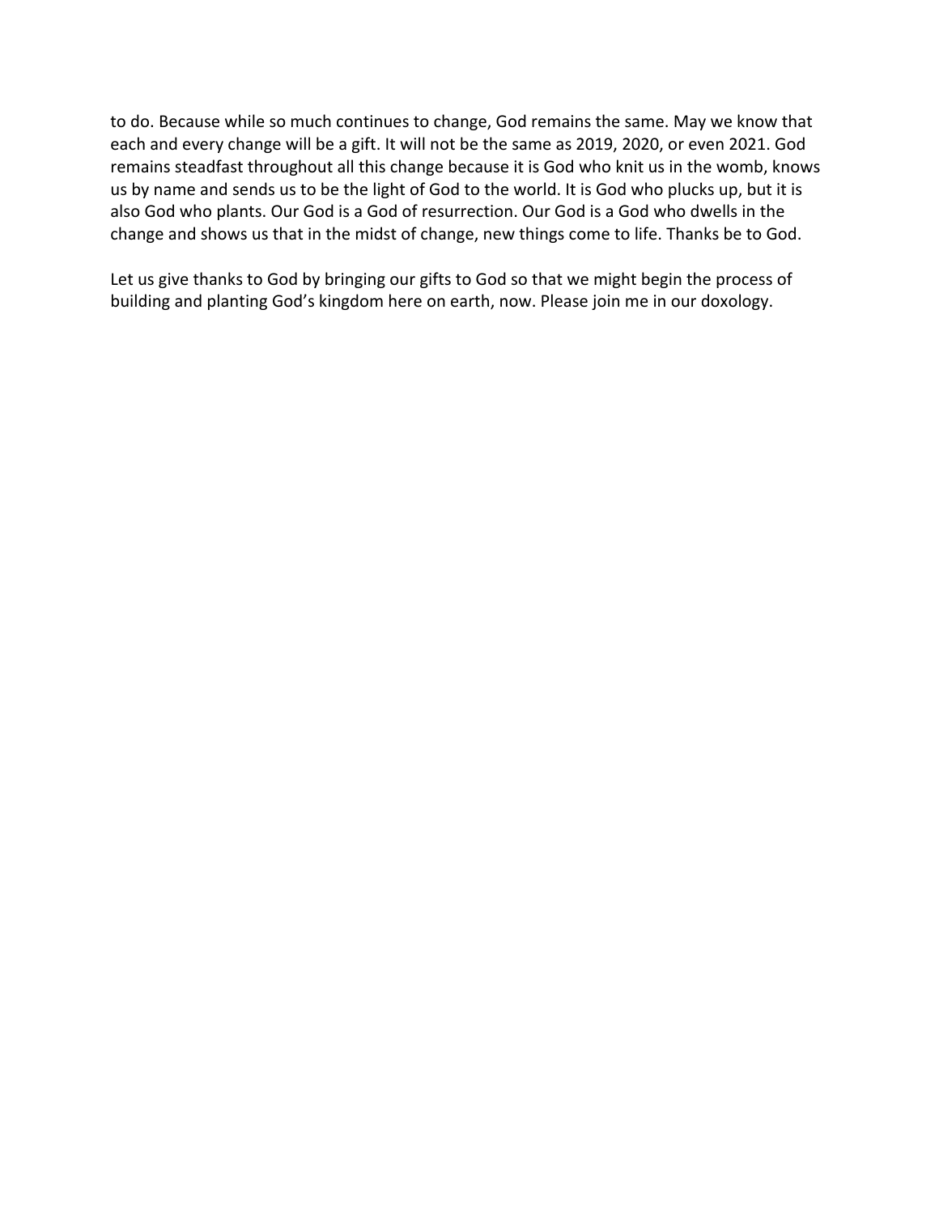to do. Because while so much continues to change, God remains the same. May we know that each and every change will be a gift. It will not be the same as 2019, 2020, or even 2021. God remains steadfast throughout all this change because it is God who knit us in the womb, knows us by name and sends us to be the light of God to the world. It is God who plucks up, but it is also God who plants. Our God is a God of resurrection. Our God is a God who dwells in the change and shows us that in the midst of change, new things come to life. Thanks be to God.

Let us give thanks to God by bringing our gifts to God so that we might begin the process of building and planting God's kingdom here on earth, now. Please join me in our doxology.